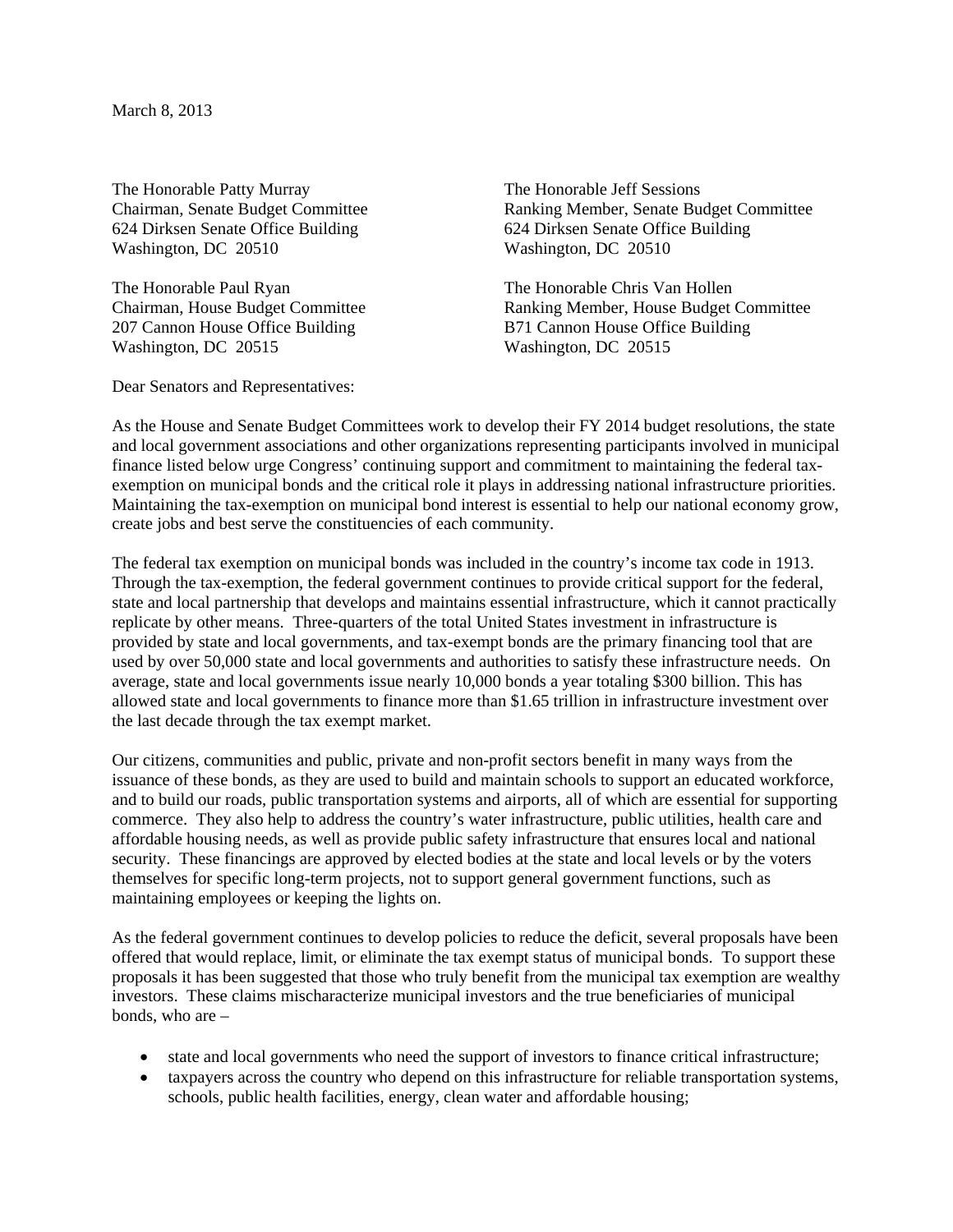March 8, 2013

The Honorable Patty Murray
Chairman, Senate Budget Committee
624 Dirksen Senate Office Building
Washington, DC 20510

The Honorable Jeff Sessions
Ranking Member, Senate Budget Committee
624 Dirksen Senate Office Building
Washington, DC 20510

The Honorable Paul Ryan
Chairman, House Budget Committee
207 Cannon House Office Building
Washington, DC 20515

The Honorable Chris Van Hollen
Ranking Member, House Budget Committee
B71 Cannon House Office Building
Washington, DC 20515

Dear Senators and Representatives:

As the House and Senate Budget Committees work to develop their FY 2014 budget resolutions, the state and local government associations and other organizations representing participants involved in municipal finance listed below urge Congress' continuing support and commitment to maintaining the federal tax-exemption on municipal bonds and the critical role it plays in addressing national infrastructure priorities. Maintaining the tax-exemption on municipal bond interest is essential to help our national economy grow, create jobs and best serve the constituencies of each community.

The federal tax exemption on municipal bonds was included in the country's income tax code in 1913. Through the tax-exemption, the federal government continues to provide critical support for the federal, state and local partnership that develops and maintains essential infrastructure, which it cannot practically replicate by other means. Three-quarters of the total United States investment in infrastructure is provided by state and local governments, and tax-exempt bonds are the primary financing tool that are used by over 50,000 state and local governments and authorities to satisfy these infrastructure needs. On average, state and local governments issue nearly 10,000 bonds a year totaling $300 billion. This has allowed state and local governments to finance more than $1.65 trillion in infrastructure investment over the last decade through the tax exempt market.

Our citizens, communities and public, private and non-profit sectors benefit in many ways from the issuance of these bonds, as they are used to build and maintain schools to support an educated workforce, and to build our roads, public transportation systems and airports, all of which are essential for supporting commerce. They also help to address the country's water infrastructure, public utilities, health care and affordable housing needs, as well as provide public safety infrastructure that ensures local and national security. These financings are approved by elected bodies at the state and local levels or by the voters themselves for specific long-term projects, not to support general government functions, such as maintaining employees or keeping the lights on.

As the federal government continues to develop policies to reduce the deficit, several proposals have been offered that would replace, limit, or eliminate the tax exempt status of municipal bonds. To support these proposals it has been suggested that those who truly benefit from the municipal tax exemption are wealthy investors. These claims mischaracterize municipal investors and the true beneficiaries of municipal bonds, who are –

- state and local governments who need the support of investors to finance critical infrastructure;
- taxpayers across the country who depend on this infrastructure for reliable transportation systems, schools, public health facilities, energy, clean water and affordable housing;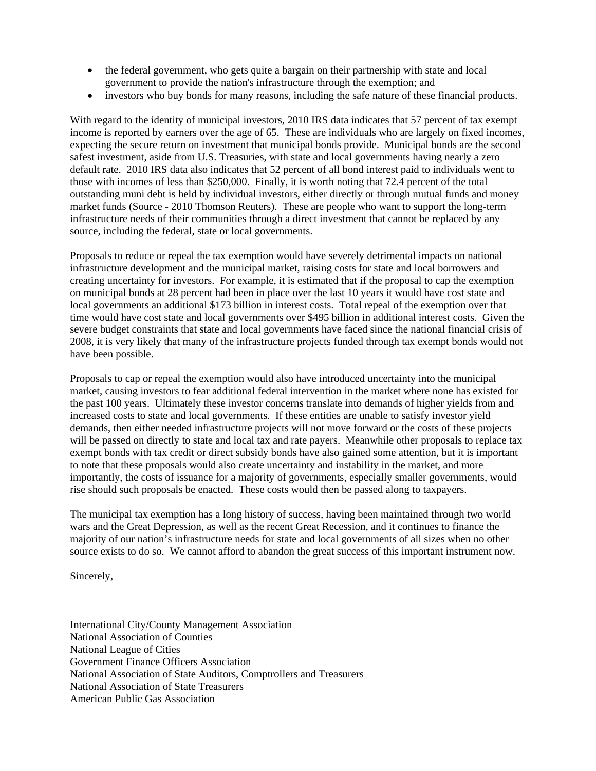- the federal government, who gets quite a bargain on their partnership with state and local government to provide the nation's infrastructure through the exemption; and
- investors who buy bonds for many reasons, including the safe nature of these financial products.

With regard to the identity of municipal investors, 2010 IRS data indicates that 57 percent of tax exempt income is reported by earners over the age of 65. These are individuals who are largely on fixed incomes, expecting the secure return on investment that municipal bonds provide. Municipal bonds are the second safest investment, aside from U.S. Treasuries, with state and local governments having nearly a zero default rate. 2010 IRS data also indicates that 52 percent of all bond interest paid to individuals went to those with incomes of less than $250,000. Finally, it is worth noting that 72.4 percent of the total outstanding muni debt is held by individual investors, either directly or through mutual funds and money market funds (Source - 2010 Thomson Reuters). These are people who want to support the long-term infrastructure needs of their communities through a direct investment that cannot be replaced by any source, including the federal, state or local governments.

Proposals to reduce or repeal the tax exemption would have severely detrimental impacts on national infrastructure development and the municipal market, raising costs for state and local borrowers and creating uncertainty for investors. For example, it is estimated that if the proposal to cap the exemption on municipal bonds at 28 percent had been in place over the last 10 years it would have cost state and local governments an additional $173 billion in interest costs. Total repeal of the exemption over that time would have cost state and local governments over $495 billion in additional interest costs. Given the severe budget constraints that state and local governments have faced since the national financial crisis of 2008, it is very likely that many of the infrastructure projects funded through tax exempt bonds would not have been possible.

Proposals to cap or repeal the exemption would also have introduced uncertainty into the municipal market, causing investors to fear additional federal intervention in the market where none has existed for the past 100 years. Ultimately these investor concerns translate into demands of higher yields from and increased costs to state and local governments. If these entities are unable to satisfy investor yield demands, then either needed infrastructure projects will not move forward or the costs of these projects will be passed on directly to state and local tax and rate payers. Meanwhile other proposals to replace tax exempt bonds with tax credit or direct subsidy bonds have also gained some attention, but it is important to note that these proposals would also create uncertainty and instability in the market, and more importantly, the costs of issuance for a majority of governments, especially smaller governments, would rise should such proposals be enacted. These costs would then be passed along to taxpayers.

The municipal tax exemption has a long history of success, having been maintained through two world wars and the Great Depression, as well as the recent Great Recession, and it continues to finance the majority of our nation's infrastructure needs for state and local governments of all sizes when no other source exists to do so. We cannot afford to abandon the great success of this important instrument now.

Sincerely,

International City/County Management Association
National Association of Counties
National League of Cities
Government Finance Officers Association
National Association of State Auditors, Comptrollers and Treasurers
National Association of State Treasurers
American Public Gas Association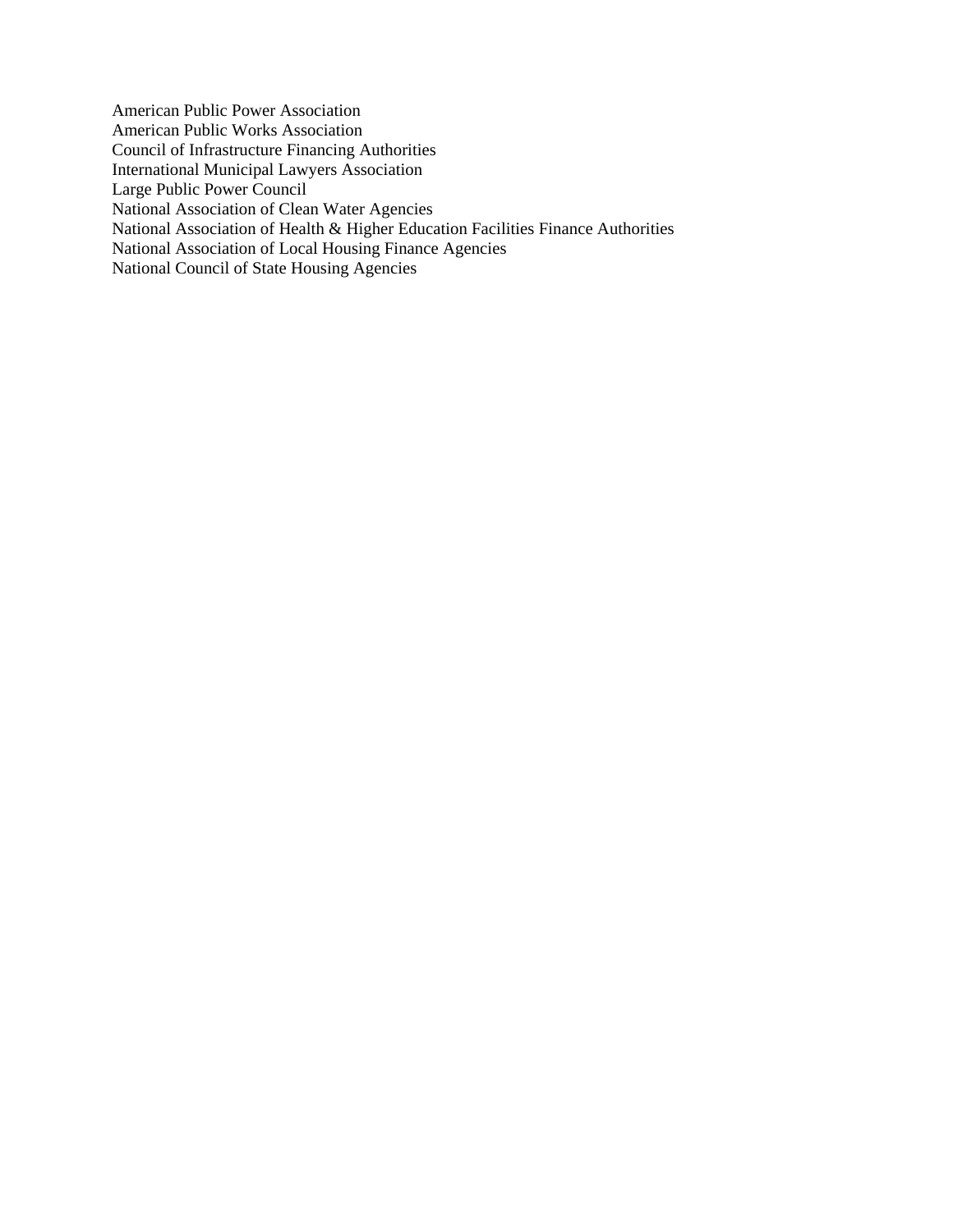American Public Power Association
American Public Works Association
Council of Infrastructure Financing Authorities
International Municipal Lawyers Association
Large Public Power Council
National Association of Clean Water Agencies
National Association of Health & Higher Education Facilities Finance Authorities
National Association of Local Housing Finance Agencies
National Council of State Housing Agencies